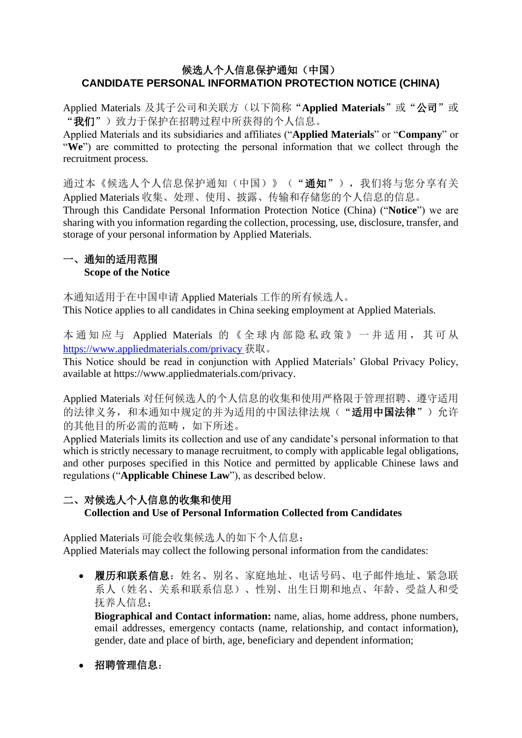# 候选人个人信息保护通知（中国）
# CANDIDATE PERSONAL INFORMATION PROTECTION NOTICE (CHINA)

Applied Materials 及其子公司和关联方（以下简称“**Applied Materials**”或“**公司**”或“**我们**”）致力于保护在招聘过程中所获得的个人信息。
Applied Materials and its subsidiaries and affiliates (“**Applied Materials**” or “**Company**” or “**We**”) are committed to protecting the personal information that we collect through the recruitment process.

通过本《候选人个人信息保护通知（中国）》（“**通知**”），我们将与您分享有关 Applied Materials 收集、处理、使用、披露、传输和存储您的个人信息的信息。
Through this Candidate Personal Information Protection Notice (China) (“**Notice**”) we are sharing with you information regarding the collection, processing, use, disclosure, transfer, and storage of your personal information by Applied Materials.

## 一、通知的适用范围
## Scope of the Notice

本通知适用于在中国申请 Applied Materials 工作的所有候选人。
This Notice applies to all candidates in China seeking employment at Applied Materials.

本通知应与 Applied Materials 的《全球内部隐私政策》一并适用，其可从 https://www.appliedmaterials.com/privacy 获取。
This Notice should be read in conjunction with Applied Materials’ Global Privacy Policy, available at https://www.appliedmaterials.com/privacy.

Applied Materials 对任何候选人的个人信息的收集和使用严格限于管理招聘、遵守适用的法律义务，和本通知中规定的并为适用的中国法律法规（“**适用中国法律**”）允许的其他目的所必需的范畴，如下所述。
Applied Materials limits its collection and use of any candidate’s personal information to that which is strictly necessary to manage recruitment, to comply with applicable legal obligations, and other purposes specified in this Notice and permitted by applicable Chinese laws and regulations (“**Applicable Chinese Law**”), as described below.

## 二、对候选人个人信息的收集和使用
## Collection and Use of Personal Information Collected from Candidates

Applied Materials 可能会收集候选人的如下个人信息：
Applied Materials may collect the following personal information from the candidates:

- **履历和联系信息**：姓名、别名、家庭地址、电话号码、电子邮件地址、紧急联系人（姓名、关系和联系信息）、性别、出生日期和地点、年龄、受益人和受抚养人信息；
  **Biographical and Contact information:** name, alias, home address, phone numbers, email addresses, emergency contacts (name, relationship, and contact information), gender, date and place of birth, age, beneficiary and dependent information;

- **招聘管理信息**：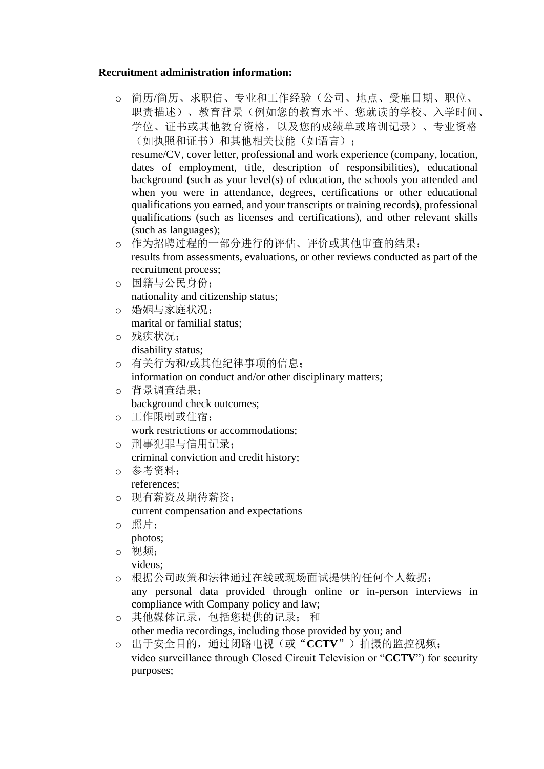**Recruitment administration information:**

- 简历/简历、求职信、专业和工作经验（公司、地点、受雇日期、职位、职责描述）、教育背景（例如您的教育水平、您就读的学校、入学时间、学位、证书或其他教育资格，以及您的成绩单或培训记录）、专业资格（如执照和证书）和其他相关技能（如语言）；
  resume/CV, cover letter, professional and work experience (company, location, dates of employment, title, description of responsibilities), educational background (such as your level(s) of education, the schools you attended and when you were in attendance, degrees, certifications or other educational qualifications you earned, and your transcripts or training records), professional qualifications (such as licenses and certifications), and other relevant skills (such as languages);
- 作为招聘过程的一部分进行的评估、评价或其他审查的结果；
  results from assessments, evaluations, or other reviews conducted as part of the recruitment process;
- 国籍与公民身份；
  nationality and citizenship status;
- 婚姻与家庭状况；
  marital or familial status;
- 残疾状况；
  disability status;
- 有关行为和/或其他纪律事项的信息；
  information on conduct and/or other disciplinary matters;
- 背景调查结果；
  background check outcomes;
- 工作限制或住宿；
  work restrictions or accommodations;
- 刑事犯罪与信用记录；
  criminal conviction and credit history;
- 参考资料；
  references;
- 现有薪资及期待薪资；
  current compensation and expectations
- 照片；
  photos;
- 视频；
  videos;
- 根据公司政策和法律通过在线或现场面试提供的任何个人数据；
  any personal data provided through online or in-person interviews in compliance with Company policy and law;
- 其他媒体记录，包括您提供的记录； 和
  other media recordings, including those provided by you; and
- 出于安全目的，通过闭路电视（或“**CCTV**”）拍摄的监控视频；
  video surveillance through Closed Circuit Television or “**CCTV**”) for security purposes;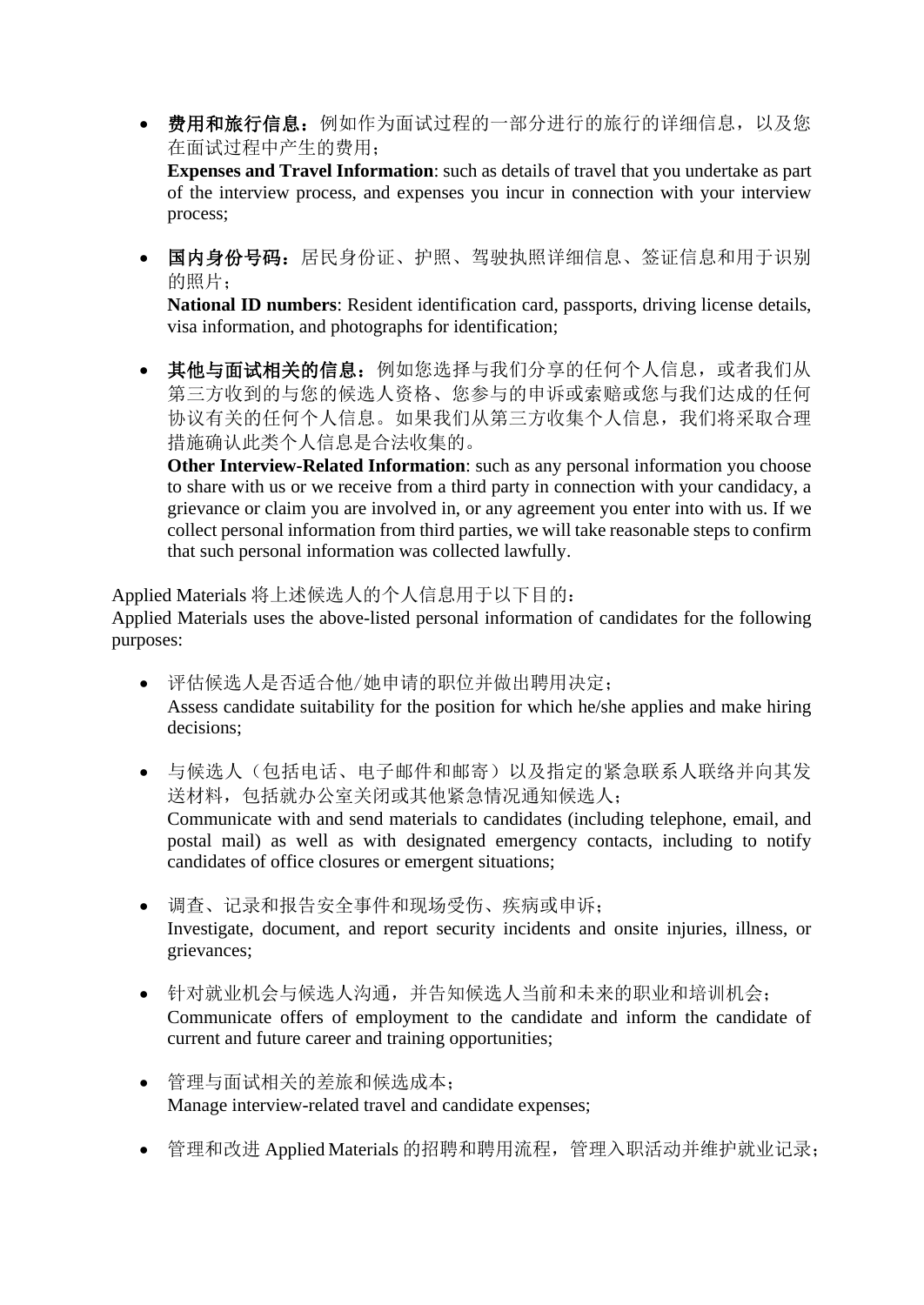- **费用和旅行信息：**例如作为面试过程的一部分进行的旅行的详细信息，以及您在面试过程中产生的费用；
  **Expenses and Travel Information**: such as details of travel that you undertake as part of the interview process, and expenses you incur in connection with your interview process;

- **国内身份号码：**居民身份证、护照、驾驶执照详细信息、签证信息和用于识别的照片；
  **National ID numbers**: Resident identification card, passports, driving license details, visa information, and photographs for identification;

- **其他与面试相关的信息：**例如您选择与我们分享的任何个人信息，或者我们从第三方收到的与您的候选人资格、您参与的申诉或索赔或您与我们达成的任何协议有关的任何个人信息。如果我们从第三方收集个人信息，我们将采取合理措施确认此类个人信息是合法收集的。
  **Other Interview-Related Information**: such as any personal information you choose to share with us or we receive from a third party in connection with your candidacy, a grievance or claim you are involved in, or any agreement you enter into with us. If we collect personal information from third parties, we will take reasonable steps to confirm that such personal information was collected lawfully.

Applied Materials 将上述候选人的个人信息用于以下目的：
Applied Materials uses the above-listed personal information of candidates for the following purposes:

- 评估候选人是否适合他/她申请的职位并做出聘用决定；
  Assess candidate suitability for the position for which he/she applies and make hiring decisions;

- 与候选人（包括电话、电子邮件和邮寄）以及指定的紧急联系人联络并向其发送材料，包括就办公室关闭或其他紧急情况通知候选人；
  Communicate with and send materials to candidates (including telephone, email, and postal mail) as well as with designated emergency contacts, including to notify candidates of office closures or emergent situations;

- 调查、记录和报告安全事件和现场受伤、疾病或申诉；
  Investigate, document, and report security incidents and onsite injuries, illness, or grievances;

- 针对就业机会与候选人沟通，并告知候选人当前和未来的职业和培训机会；
  Communicate offers of employment to the candidate and inform the candidate of current and future career and training opportunities;

- 管理与面试相关的差旅和候选成本；
  Manage interview-related travel and candidate expenses;

- 管理和改进 Applied Materials 的招聘和聘用流程，管理入职活动并维护就业记录；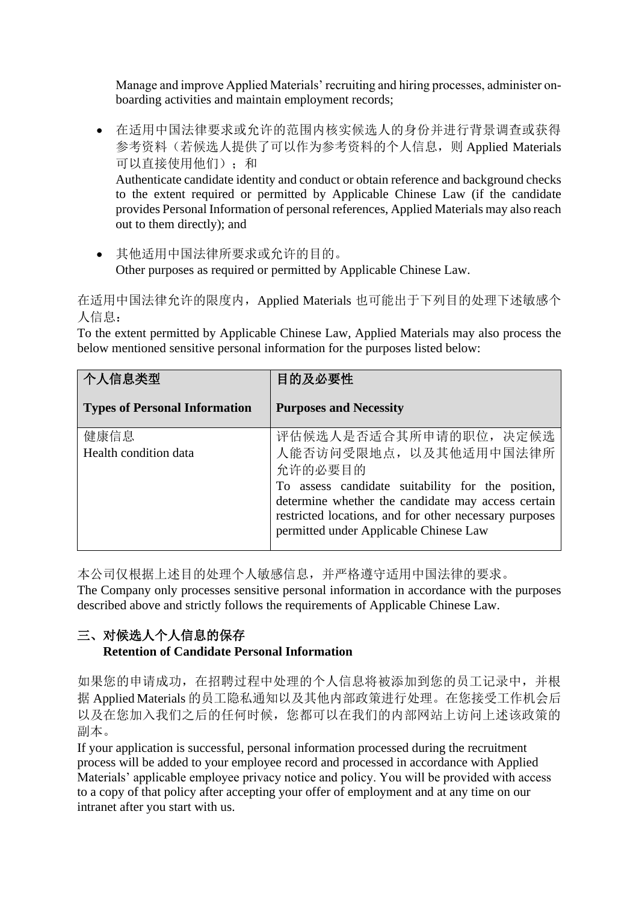Manage and improve Applied Materials' recruiting and hiring processes, administer on-boarding activities and maintain employment records;

- 在适用中国法律要求或允许的范围内核实候选人的身份并进行背景调查或获得参考资料（若候选人提供了可以作为参考资料的个人信息，则 Applied Materials 可以直接使用他们）；和
  Authenticate candidate identity and conduct or obtain reference and background checks to the extent required or permitted by Applicable Chinese Law (if the candidate provides Personal Information of personal references, Applied Materials may also reach out to them directly); and

- 其他适用中国法律所要求或允许的目的。
  Other purposes as required or permitted by Applicable Chinese Law.

在适用中国法律允许的限度内，Applied Materials 也可能出于下列目的处理下述敏感个人信息：
To the extent permitted by Applicable Chinese Law, Applied Materials may also process the below mentioned sensitive personal information for the purposes listed below:

| **个人信息类型**<br><br>**Types of Personal Information** | **目的及必要性**<br><br>**Purposes and Necessity** |
|---|---|
| 健康信息<br>Health condition data | 评估候选人是否适合其所申请的职位，决定候选人能否访问受限地点，以及其他适用中国法律所允许的必要目的<br>To assess candidate suitability for the position, determine whether the candidate may access certain restricted locations, and for other necessary purposes permitted under Applicable Chinese Law |

本公司仅根据上述目的处理个人敏感信息，并严格遵守适用中国法律的要求。
The Company only processes sensitive personal information in accordance with the purposes described above and strictly follows the requirements of Applicable Chinese Law.

## 三、对候选人个人信息的保存 Retention of Candidate Personal Information

如果您的申请成功，在招聘过程中处理的个人信息将被添加到您的员工记录中，并根据 Applied Materials 的员工隐私通知以及其他内部政策进行处理。在您接受工作机会后以及在您加入我们之后的任何时候，您都可以在我们的内部网站上访问上述该政策的副本。
If your application is successful, personal information processed during the recruitment process will be added to your employee record and processed in accordance with Applied Materials' applicable employee privacy notice and policy. You will be provided with access to a copy of that policy after accepting your offer of employment and at any time on our intranet after you start with us.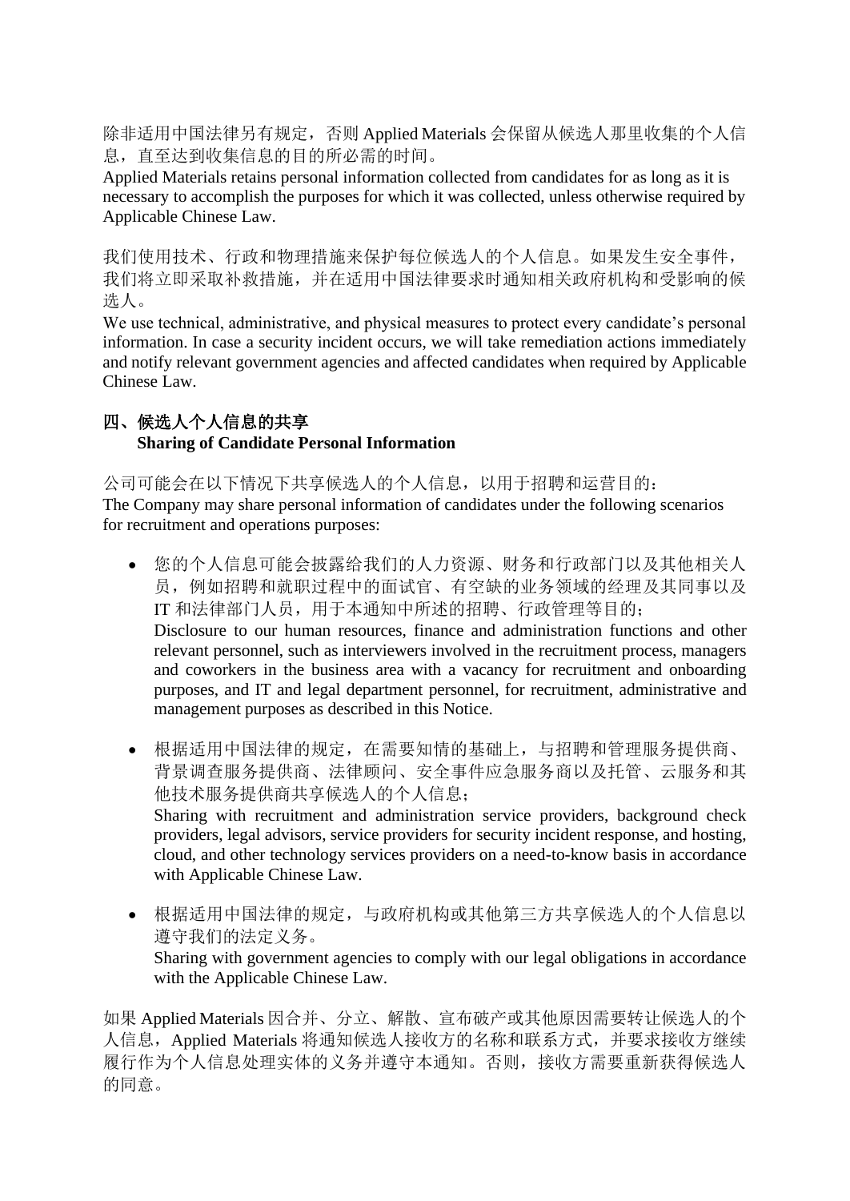除非适用中国法律另有规定，否则 Applied Materials 会保留从候选人那里收集的个人信息，直至达到收集信息的目的所必需的时间。
Applied Materials retains personal information collected from candidates for as long as it is necessary to accomplish the purposes for which it was collected, unless otherwise required by Applicable Chinese Law.

我们使用技术、行政和物理措施来保护每位候选人的个人信息。如果发生安全事件，我们将立即采取补救措施，并在适用中国法律要求时通知相关政府机构和受影响的候选人。
We use technical, administrative, and physical measures to protect every candidate's personal information. In case a security incident occurs, we will take remediation actions immediately and notify relevant government agencies and affected candidates when required by Applicable Chinese Law.

## 四、候选人个人信息的共享 Sharing of Candidate Personal Information

公司可能会在以下情况下共享候选人的个人信息，以用于招聘和运营目的：
The Company may share personal information of candidates under the following scenarios for recruitment and operations purposes:

- 您的个人信息可能会披露给我们的人力资源、财务和行政部门以及其他相关人员，例如招聘和就职过程中的面试官、有空缺的业务领域的经理及其同事以及 IT 和法律部门人员，用于本通知中所述的招聘、行政管理等目的；
  Disclosure to our human resources, finance and administration functions and other relevant personnel, such as interviewers involved in the recruitment process, managers and coworkers in the business area with a vacancy for recruitment and onboarding purposes, and IT and legal department personnel, for recruitment, administrative and management purposes as described in this Notice.

- 根据适用中国法律的规定，在需要知情的基础上，与招聘和管理服务提供商、背景调查服务提供商、法律顾问、安全事件应急服务商以及托管、云服务和其他技术服务提供商共享候选人的个人信息；
  Sharing with recruitment and administration service providers, background check providers, legal advisors, service providers for security incident response, and hosting, cloud, and other technology services providers on a need-to-know basis in accordance with Applicable Chinese Law.

- 根据适用中国法律的规定，与政府机构或其他第三方共享候选人的个人信息以遵守我们的法定义务。
  Sharing with government agencies to comply with our legal obligations in accordance with the Applicable Chinese Law.

如果 Applied Materials 因合并、分立、解散、宣布破产或其他原因需要转让候选人的个人信息，Applied Materials 将通知候选人接收方的名称和联系方式，并要求接收方继续履行作为个人信息处理实体的义务并遵守本通知。否则，接收方需要重新获得候选人的同意。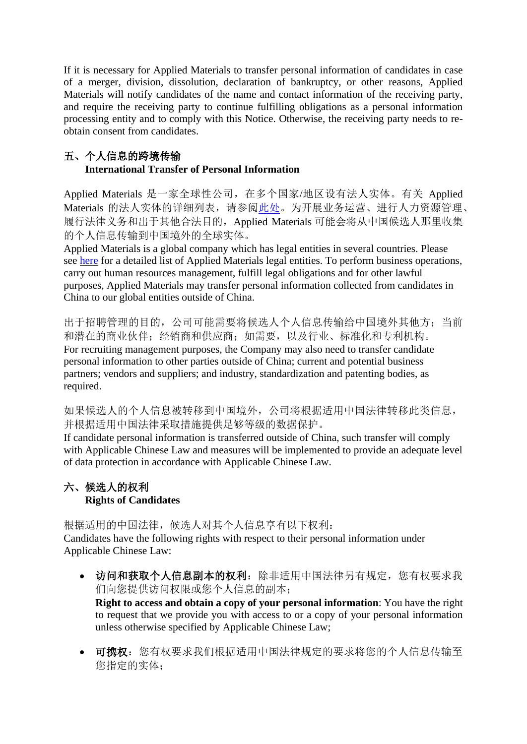If it is necessary for Applied Materials to transfer personal information of candidates in case of a merger, division, dissolution, declaration of bankruptcy, or other reasons, Applied Materials will notify candidates of the name and contact information of the receiving party, and require the receiving party to continue fulfilling obligations as a personal information processing entity and to comply with this Notice. Otherwise, the receiving party needs to re-obtain consent from candidates.

## 五、个人信息的跨境传输
## International Transfer of Personal Information

Applied Materials 是一家全球性公司，在多个国家/地区设有法人实体。有关 Applied Materials 的法人实体的详细列表，请参阅此处。为开展业务运营、进行人力资源管理、履行法律义务和出于其他合法目的，Applied Materials 可能会将从中国候选人那里收集的个人信息传输到中国境外的全球实体。
Applied Materials is a global company which has legal entities in several countries. Please see here for a detailed list of Applied Materials legal entities. To perform business operations, carry out human resources management, fulfill legal obligations and for other lawful purposes, Applied Materials may transfer personal information collected from candidates in China to our global entities outside of China.

出于招聘管理的目的，公司可能需要将候选人个人信息传输给中国境外其他方；当前和潜在的商业伙伴；经销商和供应商；如需要，以及行业、标准化和专利机构。
For recruiting management purposes, the Company may also need to transfer candidate personal information to other parties outside of China; current and potential business partners; vendors and suppliers; and industry, standardization and patenting bodies, as required.

如果候选人的个人信息被转移到中国境外，公司将根据适用中国法律转移此类信息，并根据适用中国法律采取措施提供足够等级的数据保护。
If candidate personal information is transferred outside of China, such transfer will comply with Applicable Chinese Law and measures will be implemented to provide an adequate level of data protection in accordance with Applicable Chinese Law.

## 六、候选人的权利
## Rights of Candidates

根据适用的中国法律，候选人对其个人信息享有以下权利：
Candidates have the following rights with respect to their personal information under Applicable Chinese Law:

- **访问和获取个人信息副本的权利**：除非适用中国法律另有规定，您有权要求我们向您提供访问权限或您个人信息的副本；
  **Right to access and obtain a copy of your personal information**: You have the right to request that we provide you with access to or a copy of your personal information unless otherwise specified by Applicable Chinese Law;

- **可携权**：您有权要求我们根据适用中国法律规定的要求将您的个人信息传输至您指定的实体；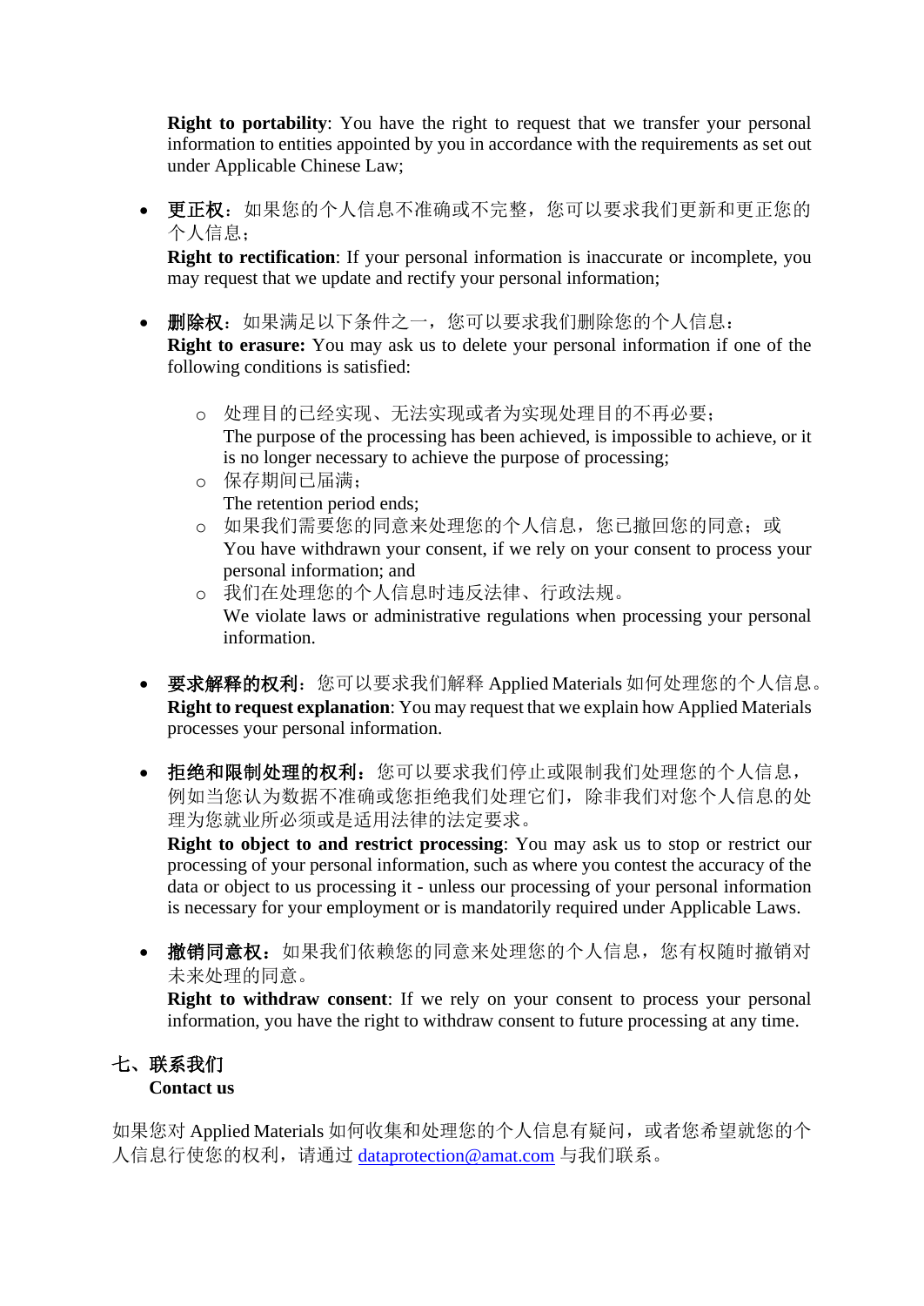**Right to portability**: You have the right to request that we transfer your personal information to entities appointed by you in accordance with the requirements as set out under Applicable Chinese Law;

- **更正权**：如果您的个人信息不准确或不完整，您可以要求我们更新和更正您的个人信息；
  **Right to rectification**: If your personal information is inaccurate or incomplete, you may request that we update and rectify your personal information;

- **删除权**：如果满足以下条件之一，您可以要求我们删除您的个人信息：
  **Right to erasure:** You may ask us to delete your personal information if one of the following conditions is satisfied:

  - 处理目的已经实现、无法实现或者为实现处理目的不再必要；
    The purpose of the processing has been achieved, is impossible to achieve, or it is no longer necessary to achieve the purpose of processing;
  - 保存期间已届满；
    The retention period ends;
  - 如果我们需要您的同意来处理您的个人信息，您已撤回您的同意；或
    You have withdrawn your consent, if we rely on your consent to process your personal information; and
  - 我们在处理您的个人信息时违反法律、行政法规。
    We violate laws or administrative regulations when processing your personal information.

- **要求解释的权利**：您可以要求我们解释 Applied Materials 如何处理您的个人信息。
  **Right to request explanation**: You may request that we explain how Applied Materials processes your personal information.

- **拒绝和限制处理的权利**：您可以要求我们停止或限制我们处理您的个人信息，例如当您认为数据不准确或您拒绝我们处理它们，除非我们对您个人信息的处理为您就业所必须或是适用法律的法定要求。
  **Right to object to and restrict processing**: You may ask us to stop or restrict our processing of your personal information, such as where you contest the accuracy of the data or object to us processing it - unless our processing of your personal information is necessary for your employment or is mandatorily required under Applicable Laws.

- **撤销同意权**：如果我们依赖您的同意来处理您的个人信息，您有权随时撤销对未来处理的同意。
  **Right to withdraw consent**: If we rely on your consent to process your personal information, you have the right to withdraw consent to future processing at any time.

## 七、联系我们
**Contact us**

如果您对 Applied Materials 如何收集和处理您的个人信息有疑问，或者您希望就您的个人信息行使您的权利，请通过 dataprotection@amat.com 与我们联系。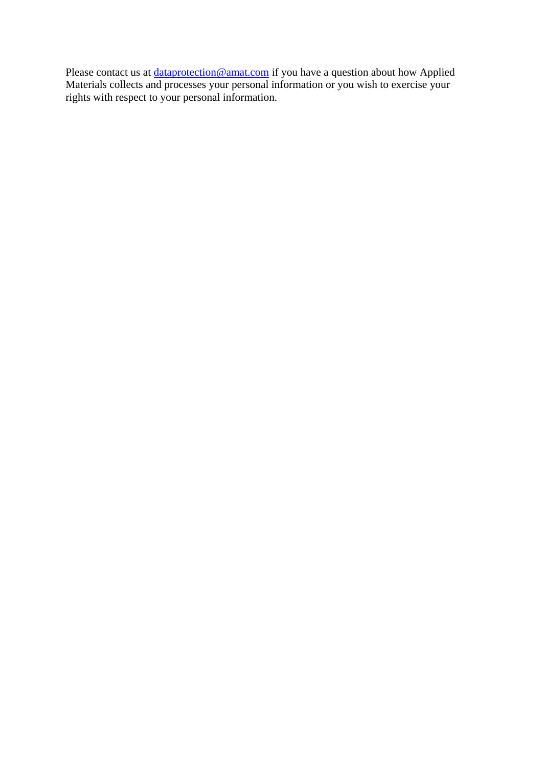Please contact us at [dataprotection@amat.com](mailto:dataprotection@amat.com) if you have a question about how Applied Materials collects and processes your personal information or you wish to exercise your rights with respect to your personal information.